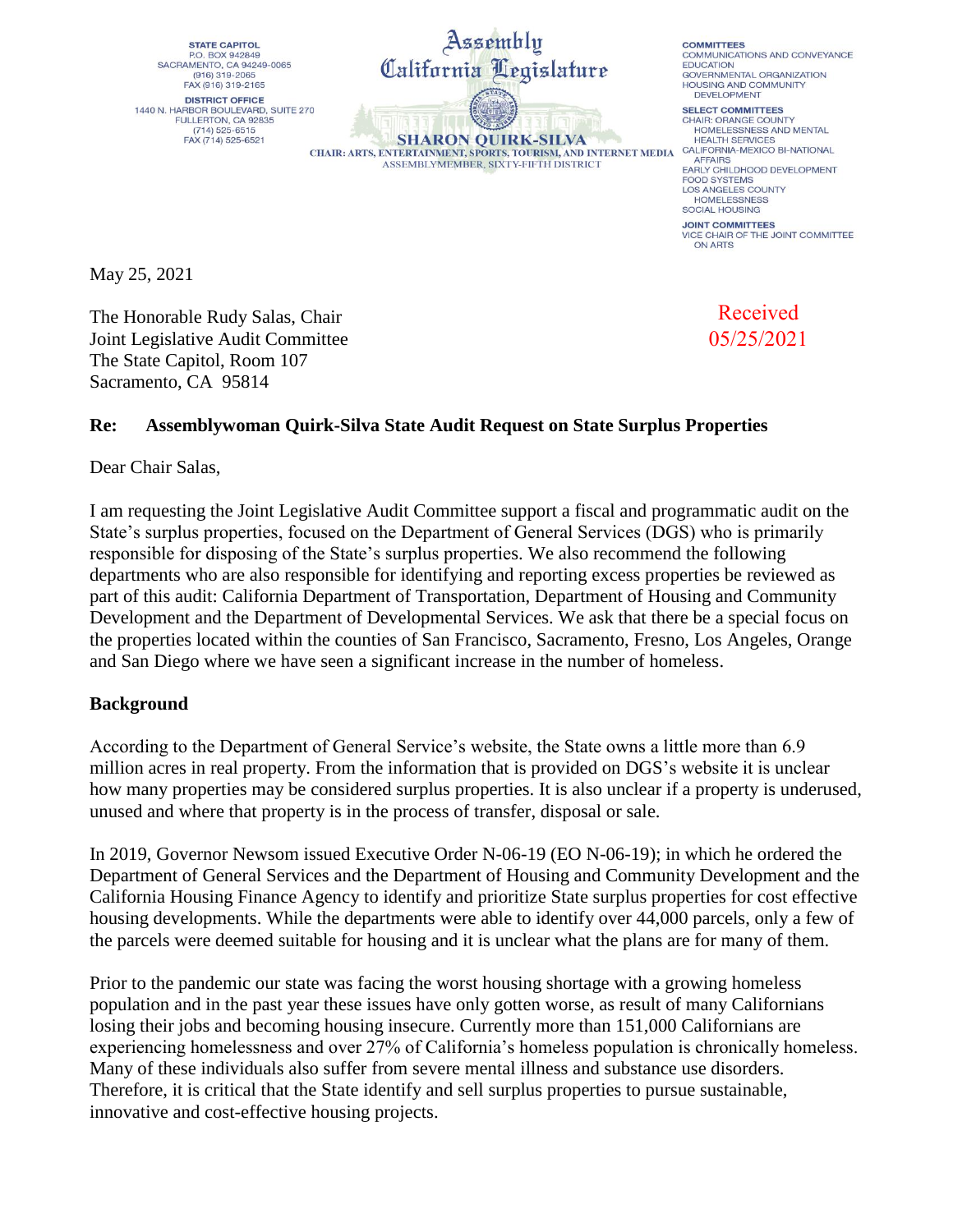STATE CAPITOL
P.O. BOX 942849
SACRAMENTO, CA 94249-0065
(916) 319-2065
FAX (916) 319-2165

DISTRICT OFFICE
1440 N. HARBOR BOULEVARD, SUITE 270
FULLERTON, CA 92835
(714) 525-6515
FAX (714) 525-6521

Assembly
California Legislature

SHARON QUIRK-SILVA
CHAIR: ARTS, ENTERTAINMENT, SPORTS, TOURISM, AND INTERNET MEDIA
ASSEMBLYMEMBER, SIXTY-FIFTH DISTRICT

COMMITTEES
COMMUNICATIONS AND CONVEYANCE
EDUCATION
GOVERNMENTAL ORGANIZATION
HOUSING AND COMMUNITY DEVELOPMENT

SELECT COMMITTEES
CHAIR: ORANGE COUNTY HOMELESSNESS AND MENTAL HEALTH SERVICES
CALIFORNIA-MEXICO BI-NATIONAL AFFAIRS
EARLY CHILDHOOD DEVELOPMENT
FOOD SYSTEMS
LOS ANGELES COUNTY HOMELESSNESS
SOCIAL HOUSING

JOINT COMMITTEES
VICE CHAIR OF THE JOINT COMMITTEE ON ARTS

May 25, 2021

The Honorable Rudy Salas, Chair
Joint Legislative Audit Committee
The State Capitol, Room 107
Sacramento, CA 95814

Received
05/25/2021

**Re: Assemblywoman Quirk-Silva State Audit Request on State Surplus Properties**

Dear Chair Salas,

I am requesting the Joint Legislative Audit Committee support a fiscal and programmatic audit on the State's surplus properties, focused on the Department of General Services (DGS) who is primarily responsible for disposing of the State's surplus properties. We also recommend the following departments who are also responsible for identifying and reporting excess properties be reviewed as part of this audit: California Department of Transportation, Department of Housing and Community Development and the Department of Developmental Services. We ask that there be a special focus on the properties located within the counties of San Francisco, Sacramento, Fresno, Los Angeles, Orange and San Diego where we have seen a significant increase in the number of homeless.

## Background

According to the Department of General Service's website, the State owns a little more than 6.9 million acres in real property. From the information that is provided on DGS's website it is unclear how many properties may be considered surplus properties. It is also unclear if a property is underused, unused and where that property is in the process of transfer, disposal or sale.

In 2019, Governor Newsom issued Executive Order N-06-19 (EO N-06-19); in which he ordered the Department of General Services and the Department of Housing and Community Development and the California Housing Finance Agency to identify and prioritize State surplus properties for cost effective housing developments. While the departments were able to identify over 44,000 parcels, only a few of the parcels were deemed suitable for housing and it is unclear what the plans are for many of them.

Prior to the pandemic our state was facing the worst housing shortage with a growing homeless population and in the past year these issues have only gotten worse, as result of many Californians losing their jobs and becoming housing insecure. Currently more than 151,000 Californians are experiencing homelessness and over 27% of California's homeless population is chronically homeless. Many of these individuals also suffer from severe mental illness and substance use disorders. Therefore, it is critical that the State identify and sell surplus properties to pursue sustainable, innovative and cost-effective housing projects.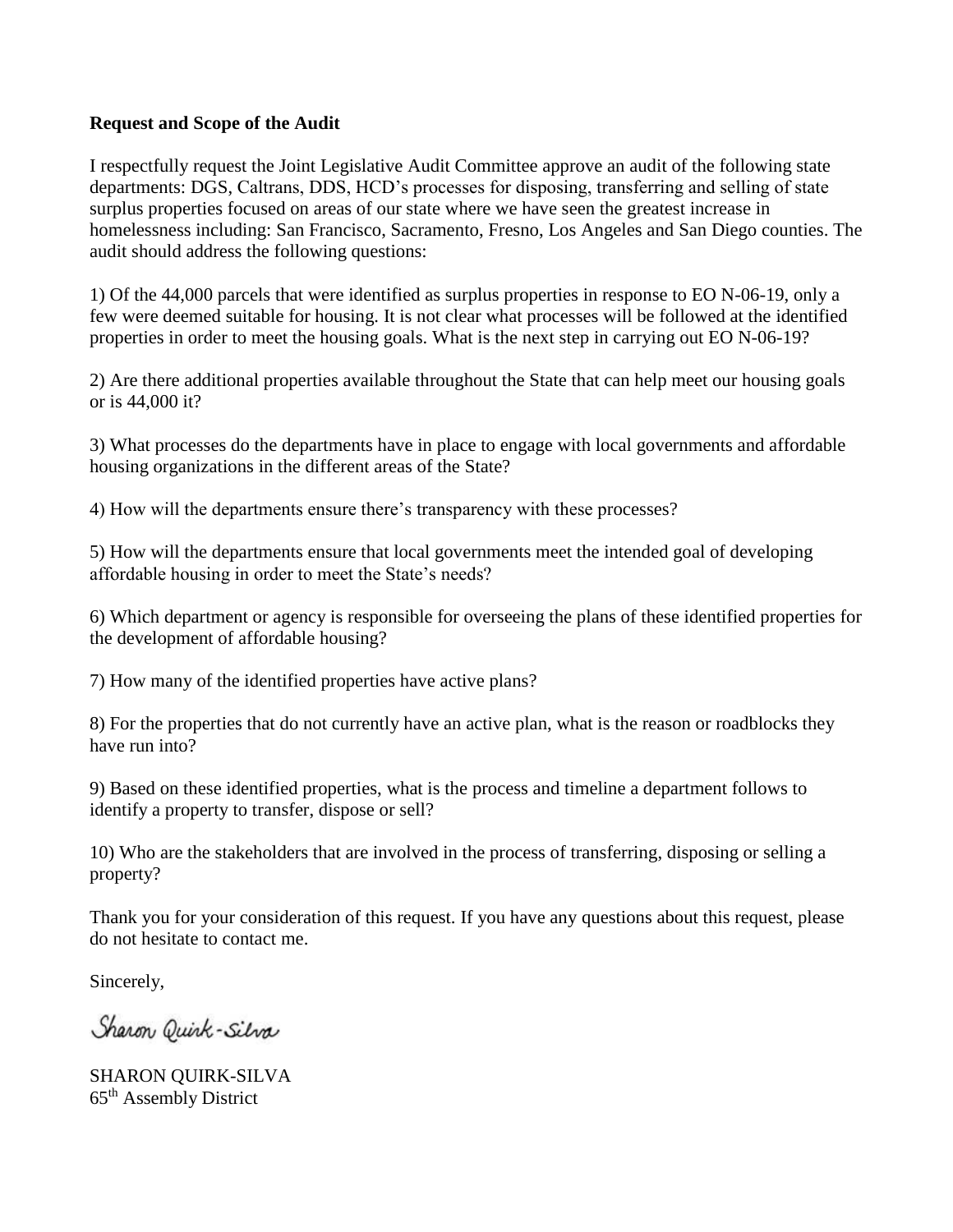**Request and Scope of the Audit**

I respectfully request the Joint Legislative Audit Committee approve an audit of the following state departments: DGS, Caltrans, DDS, HCD's processes for disposing, transferring and selling of state surplus properties focused on areas of our state where we have seen the greatest increase in homelessness including: San Francisco, Sacramento, Fresno, Los Angeles and San Diego counties. The audit should address the following questions:

1) Of the 44,000 parcels that were identified as surplus properties in response to EO N-06-19, only a few were deemed suitable for housing. It is not clear what processes will be followed at the identified properties in order to meet the housing goals. What is the next step in carrying out EO N-06-19?

2) Are there additional properties available throughout the State that can help meet our housing goals or is 44,000 it?

3) What processes do the departments have in place to engage with local governments and affordable housing organizations in the different areas of the State?

4) How will the departments ensure there's transparency with these processes?

5) How will the departments ensure that local governments meet the intended goal of developing affordable housing in order to meet the State's needs?

6) Which department or agency is responsible for overseeing the plans of these identified properties for the development of affordable housing?

7) How many of the identified properties have active plans?

8) For the properties that do not currently have an active plan, what is the reason or roadblocks they have run into?

9) Based on these identified properties, what is the process and timeline a department follows to identify a property to transfer, dispose or sell?

10) Who are the stakeholders that are involved in the process of transferring, disposing or selling a property?

Thank you for your consideration of this request. If you have any questions about this request, please do not hesitate to contact me.

Sincerely,

Sharon Quirk-Silva

SHARON QUIRK-SILVA
65th Assembly District